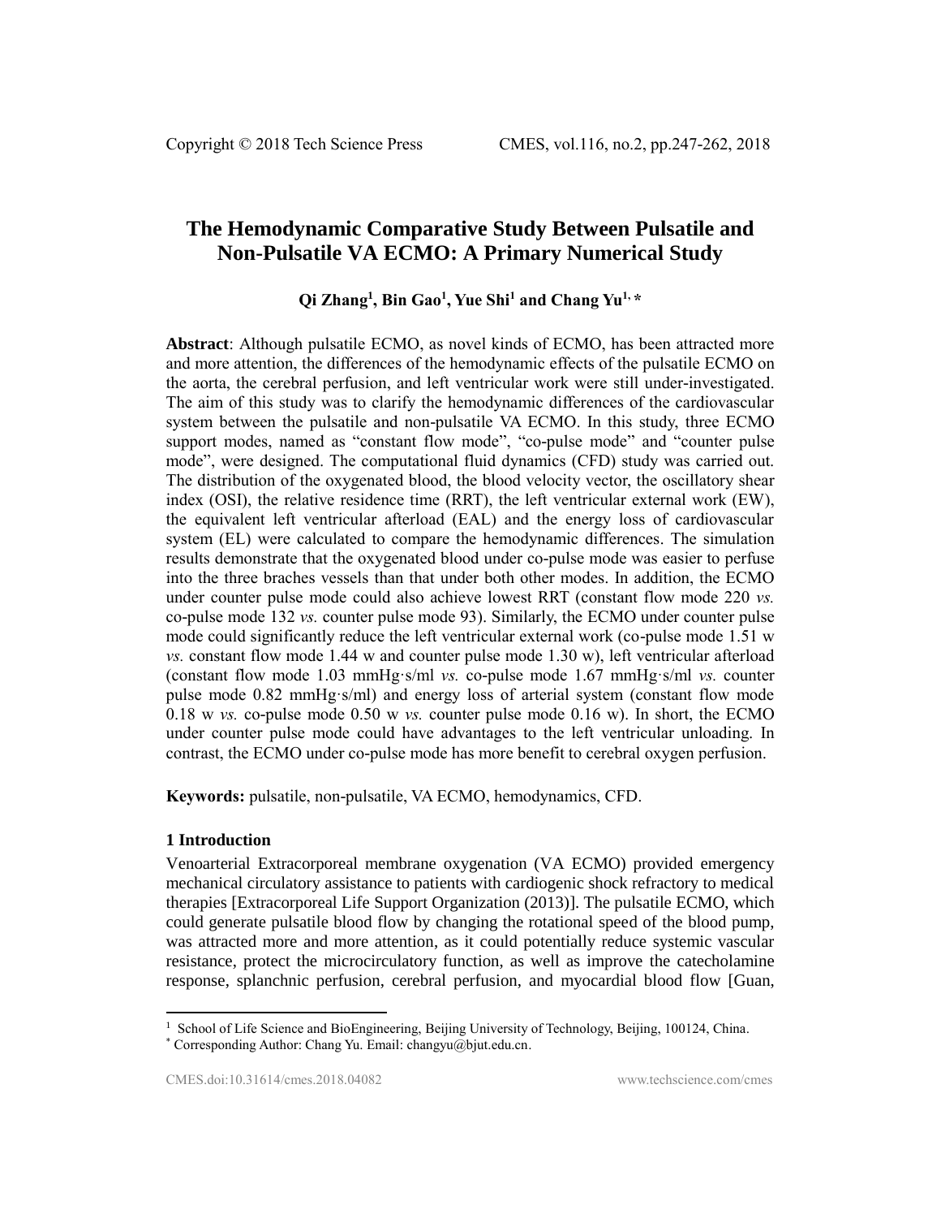# The Hemodynamic Comparative Study Between Pulsatile and Non-Pulsatile VA ECMO: A Primary Numerical Study

**Qi Zhang[1], Bin Gao[1], Yue Shi[1] and Chang Yu[1, *]**

**Abstract**: Although pulsatile ECMO, as novel kinds of ECMO, has been attracted more and more attention, the differences of the hemodynamic effects of the pulsatile ECMO on the aorta, the cerebral perfusion, and left ventricular work were still under-investigated. The aim of this study was to clarify the hemodynamic differences of the cardiovascular system between the pulsatile and non-pulsatile VA ECMO. In this study, three ECMO support modes, named as "constant flow mode", "co-pulse mode" and "counter pulse mode", were designed. The computational fluid dynamics (CFD) study was carried out. The distribution of the oxygenated blood, the blood velocity vector, the oscillatory shear index (OSI), the relative residence time (RRT), the left ventricular external work (EW), the equivalent left ventricular afterload (EAL) and the energy loss of cardiovascular system (EL) were calculated to compare the hemodynamic differences. The simulation results demonstrate that the oxygenated blood under co-pulse mode was easier to perfuse into the three braches vessels than that under both other modes. In addition, the ECMO under counter pulse mode could also achieve lowest RRT (constant flow mode 220 *vs.* co-pulse mode 132 *vs.* counter pulse mode 93). Similarly, the ECMO under counter pulse mode could significantly reduce the left ventricular external work (co-pulse mode 1.51 w *vs.* constant flow mode 1.44 w and counter pulse mode 1.30 w), left ventricular afterload (constant flow mode 1.03 mmHg·s/ml *vs.* co-pulse mode 1.67 mmHg·s/ml *vs.* counter pulse mode 0.82 mmHg·s/ml) and energy loss of arterial system (constant flow mode 0.18 w *vs.* co-pulse mode 0.50 w *vs.* counter pulse mode 0.16 w). In short, the ECMO under counter pulse mode could have advantages to the left ventricular unloading. In contrast, the ECMO under co-pulse mode has more benefit to cerebral oxygen perfusion.

**Keywords:** pulsatile, non-pulsatile, VA ECMO, hemodynamics, CFD.

## 1 Introduction

Venoarterial Extracorporeal membrane oxygenation (VA ECMO) provided emergency mechanical circulatory assistance to patients with cardiogenic shock refractory to medical therapies [Extracorporeal Life Support Organization (2013)]. The pulsatile ECMO, which could generate pulsatile blood flow by changing the rotational speed of the blood pump, was attracted more and more attention, as it could potentially reduce systemic vascular resistance, protect the microcirculatory function, as well as improve the catecholamine response, splanchnic perfusion, cerebral perfusion, and myocardial blood flow [Guan,

---

[1] School of Life Science and BioEngineering, Beijing University of Technology, Beijing, 100124, China.

[*] Corresponding Author: Chang Yu. Email: changyu@bjut.edu.cn.

CMES.doi:10.31614/cmes.2018.04082 www.techscience.com/cmes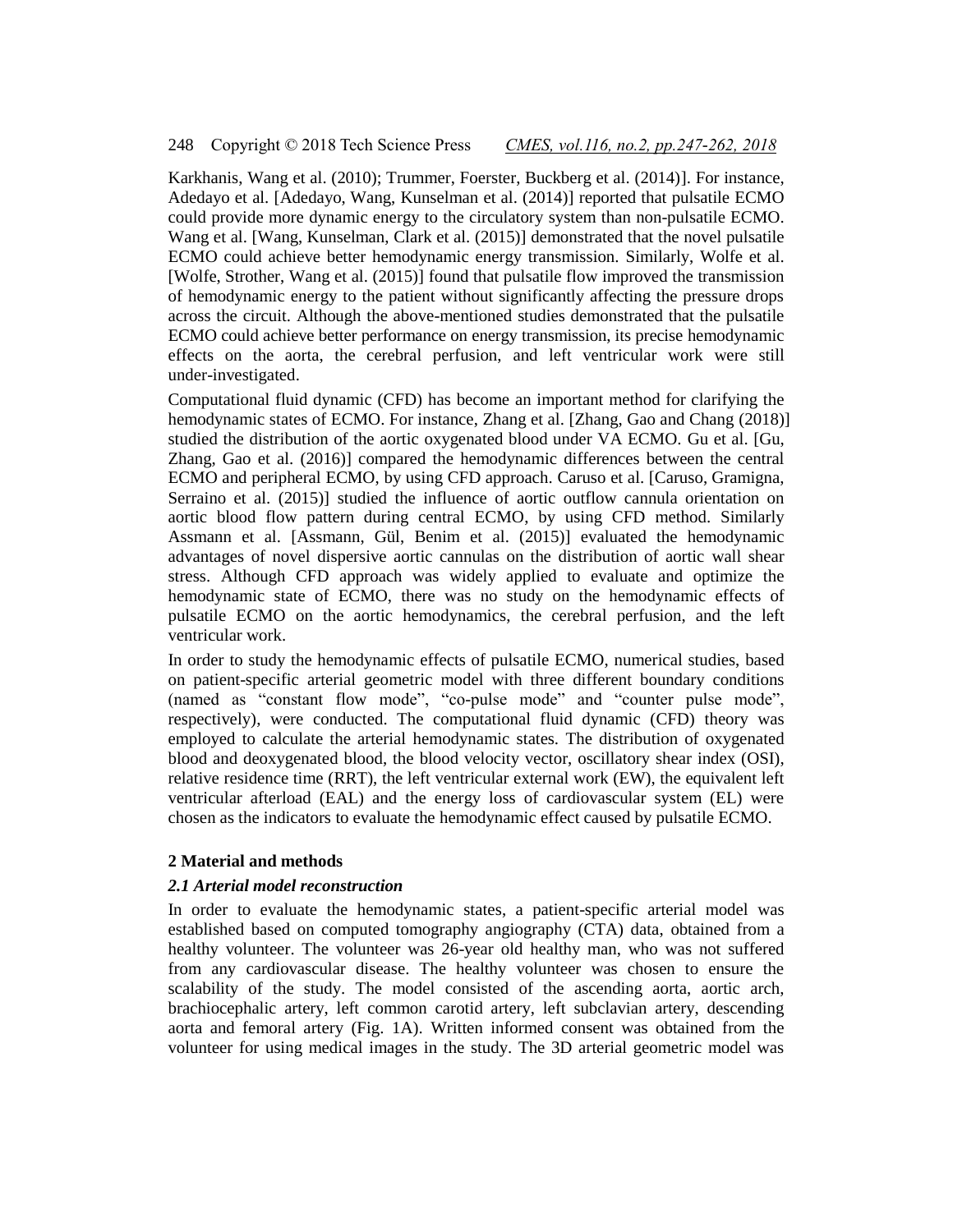Karkhanis, Wang et al. (2010); Trummer, Foerster, Buckberg et al. (2014)]. For instance, Adedayo et al. [Adedayo, Wang, Kunselman et al. (2014)] reported that pulsatile ECMO could provide more dynamic energy to the circulatory system than non-pulsatile ECMO. Wang et al. [Wang, Kunselman, Clark et al. (2015)] demonstrated that the novel pulsatile ECMO could achieve better hemodynamic energy transmission. Similarly, Wolfe et al. [Wolfe, Strother, Wang et al. (2015)] found that pulsatile flow improved the transmission of hemodynamic energy to the patient without significantly affecting the pressure drops across the circuit. Although the above-mentioned studies demonstrated that the pulsatile ECMO could achieve better performance on energy transmission, its precise hemodynamic effects on the aorta, the cerebral perfusion, and left ventricular work were still under-investigated.

Computational fluid dynamic (CFD) has become an important method for clarifying the hemodynamic states of ECMO. For instance, Zhang et al. [Zhang, Gao and Chang (2018)] studied the distribution of the aortic oxygenated blood under VA ECMO. Gu et al. [Gu, Zhang, Gao et al. (2016)] compared the hemodynamic differences between the central ECMO and peripheral ECMO, by using CFD approach. Caruso et al. [Caruso, Gramigna, Serraino et al. (2015)] studied the influence of aortic outflow cannula orientation on aortic blood flow pattern during central ECMO, by using CFD method. Similarly Assmann et al. [Assmann, Gül, Benim et al. (2015)] evaluated the hemodynamic advantages of novel dispersive aortic cannulas on the distribution of aortic wall shear stress. Although CFD approach was widely applied to evaluate and optimize the hemodynamic state of ECMO, there was no study on the hemodynamic effects of pulsatile ECMO on the aortic hemodynamics, the cerebral perfusion, and the left ventricular work.

In order to study the hemodynamic effects of pulsatile ECMO, numerical studies, based on patient-specific arterial geometric model with three different boundary conditions (named as "constant flow mode", "co-pulse mode" and "counter pulse mode", respectively), were conducted. The computational fluid dynamic (CFD) theory was employed to calculate the arterial hemodynamic states. The distribution of oxygenated blood and deoxygenated blood, the blood velocity vector, oscillatory shear index (OSI), relative residence time (RRT), the left ventricular external work (EW), the equivalent left ventricular afterload (EAL) and the energy loss of cardiovascular system (EL) were chosen as the indicators to evaluate the hemodynamic effect caused by pulsatile ECMO.

## 2 Material and methods

### *2.1 Arterial model reconstruction*

In order to evaluate the hemodynamic states, a patient-specific arterial model was established based on computed tomography angiography (CTA) data, obtained from a healthy volunteer. The volunteer was 26-year old healthy man, who was not suffered from any cardiovascular disease. The healthy volunteer was chosen to ensure the scalability of the study. The model consisted of the ascending aorta, aortic arch, brachiocephalic artery, left common carotid artery, left subclavian artery, descending aorta and femoral artery (Fig. 1A). Written informed consent was obtained from the volunteer for using medical images in the study. The 3D arterial geometric model was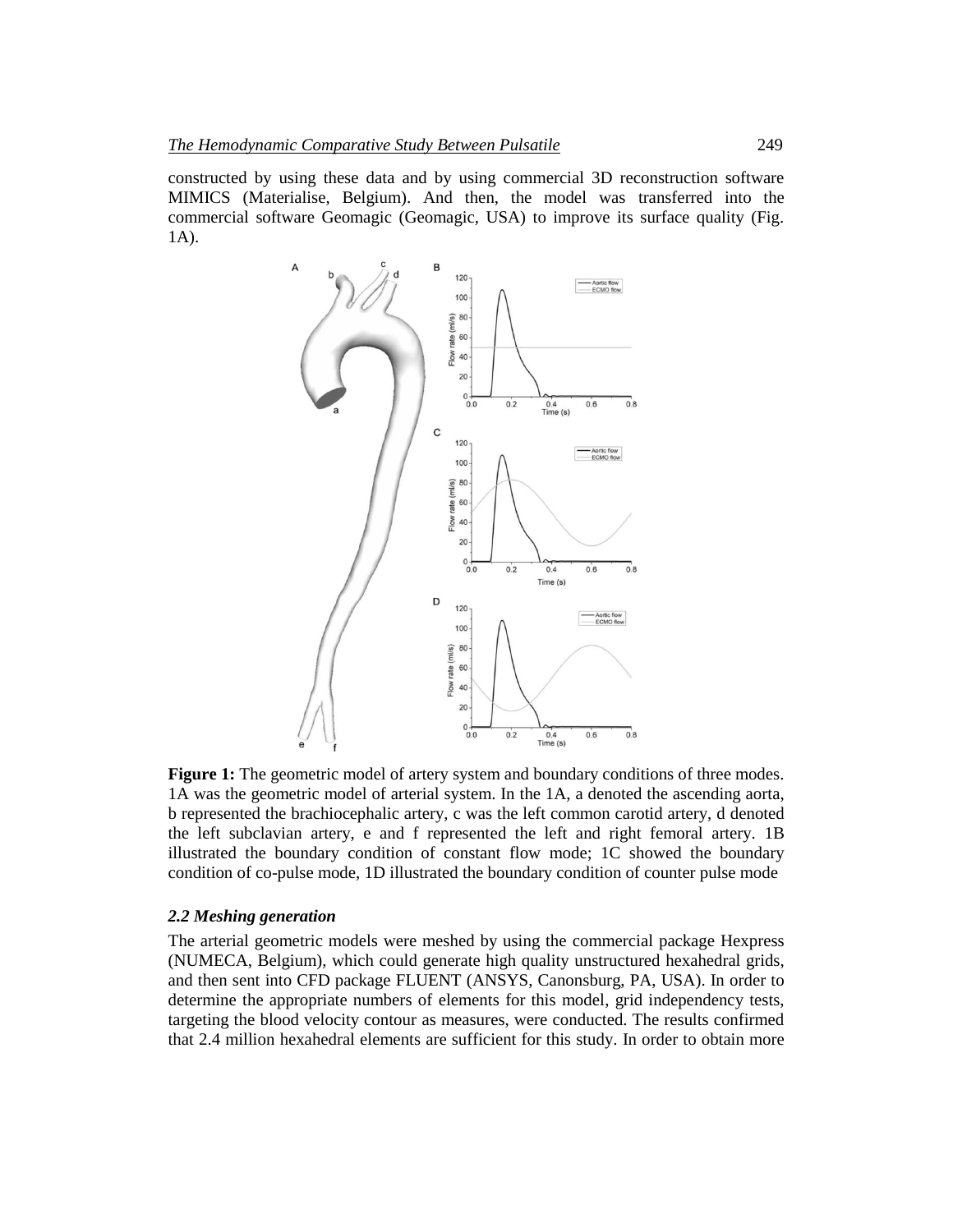constructed by using these data and by using commercial 3D reconstruction software MIMICS (Materialise, Belgium). And then, the model was transferred into the commercial software Geomagic (Geomagic, USA) to improve its surface quality (Fig. 1A).

**Figure 1:** The geometric model of artery system and boundary conditions of three modes. 1A was the geometric model of arterial system. In the 1A, a denoted the ascending aorta, b represented the brachiocephalic artery, c was the left common carotid artery, d denoted the left subclavian artery, e and f represented the left and right femoral artery. 1B illustrated the boundary condition of constant flow mode; 1C showed the boundary condition of co-pulse mode, 1D illustrated the boundary condition of counter pulse mode

### *2.2 Meshing generation*

The arterial geometric models were meshed by using the commercial package Hexpress (NUMECA, Belgium), which could generate high quality unstructured hexahedral grids, and then sent into CFD package FLUENT (ANSYS, Canonsburg, PA, USA). In order to determine the appropriate numbers of elements for this model, grid independency tests, targeting the blood velocity contour as measures, were conducted. The results confirmed that 2.4 million hexahedral elements are sufficient for this study. In order to obtain more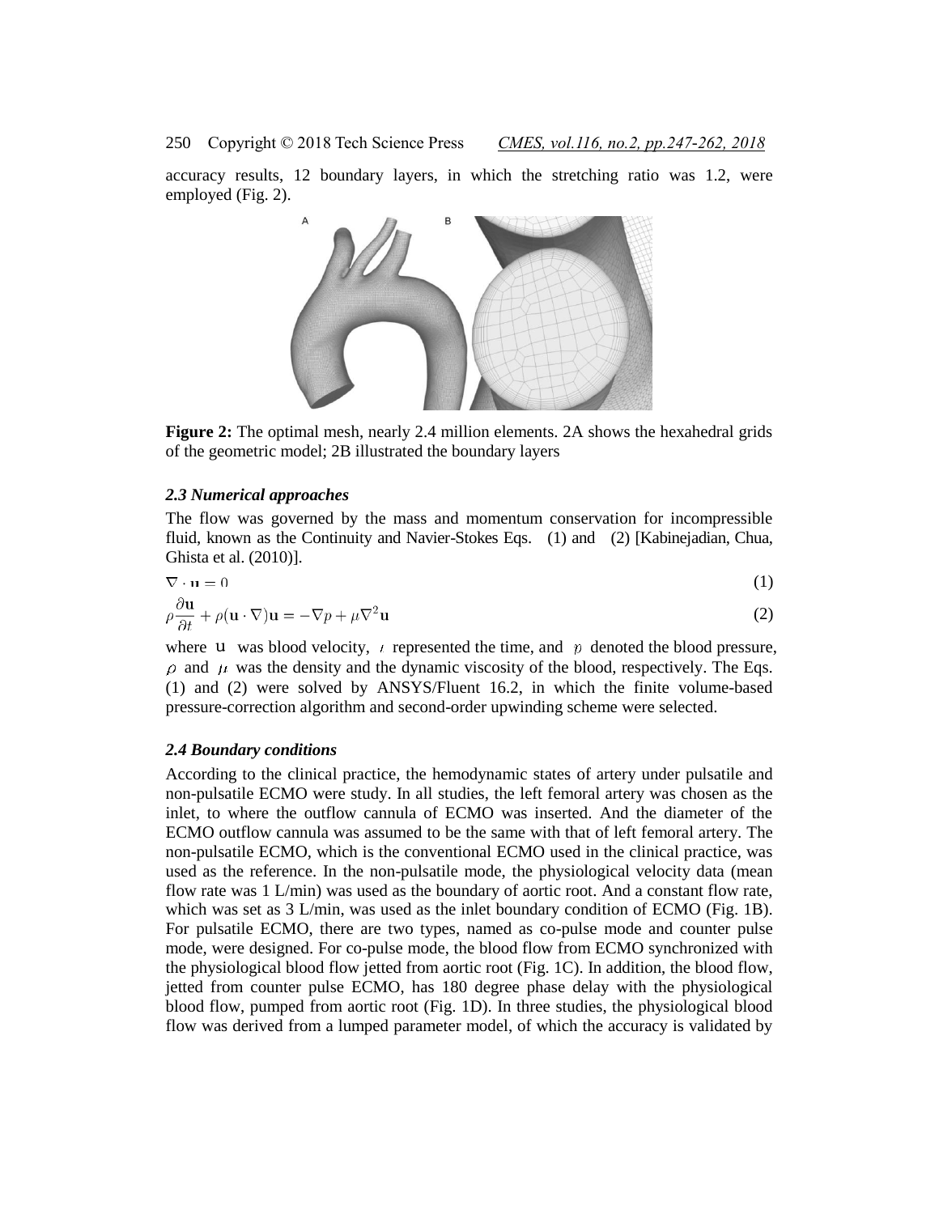accuracy results, 12 boundary layers, in which the stretching ratio was 1.2, were employed (Fig. 2).

**Figure 2:** The optimal mesh, nearly 2.4 million elements. 2A shows the hexahedral grids of the geometric model; 2B illustrated the boundary layers

### *2.3 Numerical approaches*

The flow was governed by the mass and momentum conservation for incompressible fluid, known as the Continuity and Navier-Stokes Eqs. (1) and (2) [Kabinejadian, Chua, Ghista et al. (2010)].

$$\nabla \cdot \mathbf{u} = 0 \tag{1}$$

$$\rho \frac{\partial \mathbf{u}}{\partial t} + \rho(\mathbf{u} \cdot \nabla)\mathbf{u} = -\nabla p + \mu \nabla^2 \mathbf{u} \tag{2}$$

where $\mathbf{u}$ was blood velocity, $t$ represented the time, and $p$ denoted the blood pressure, $\rho$ and $\mu$ was the density and the dynamic viscosity of the blood, respectively. The Eqs. (1) and (2) were solved by ANSYS/Fluent 16.2, in which the finite volume-based pressure-correction algorithm and second-order upwinding scheme were selected.

### *2.4 Boundary conditions*

According to the clinical practice, the hemodynamic states of artery under pulsatile and non-pulsatile ECMO were study. In all studies, the left femoral artery was chosen as the inlet, to where the outflow cannula of ECMO was inserted. And the diameter of the ECMO outflow cannula was assumed to be the same with that of left femoral artery. The non-pulsatile ECMO, which is the conventional ECMO used in the clinical practice, was used as the reference. In the non-pulsatile mode, the physiological velocity data (mean flow rate was 1 L/min) was used as the boundary of aortic root. And a constant flow rate, which was set as 3 L/min, was used as the inlet boundary condition of ECMO (Fig. 1B). For pulsatile ECMO, there are two types, named as co-pulse mode and counter pulse mode, were designed. For co-pulse mode, the blood flow from ECMO synchronized with the physiological blood flow jetted from aortic root (Fig. 1C). In addition, the blood flow, jetted from counter pulse ECMO, has 180 degree phase delay with the physiological blood flow, pumped from aortic root (Fig. 1D). In three studies, the physiological blood flow was derived from a lumped parameter model, of which the accuracy is validated by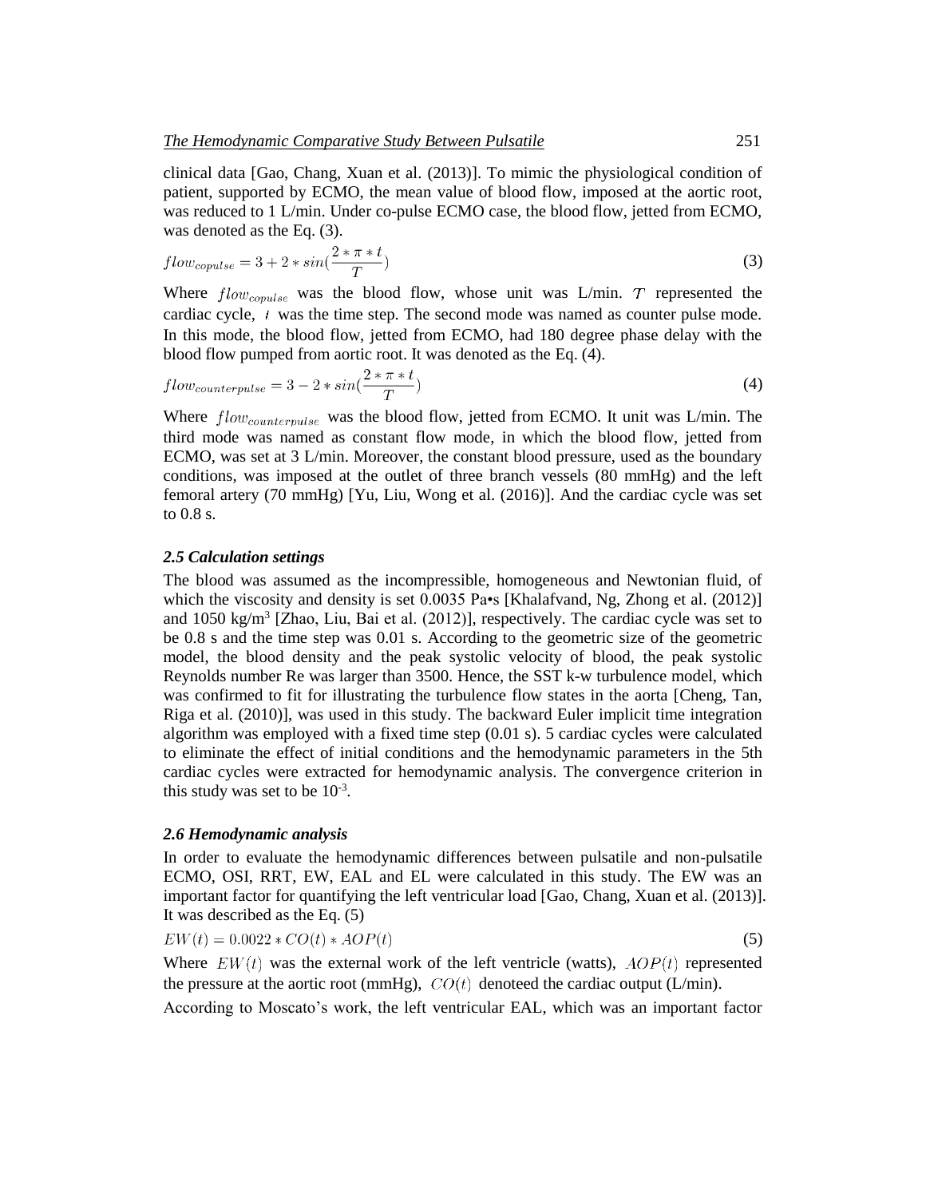clinical data [Gao, Chang, Xuan et al. (2013)]. To mimic the physiological condition of patient, supported by ECMO, the mean value of blood flow, imposed at the aortic root, was reduced to 1 L/min. Under co-pulse ECMO case, the blood flow, jetted from ECMO, was denoted as the Eq. (3).

$$flow_{copulse} = 3 + 2 * sin(\frac{2 * \pi * t}{T}) \tag{3}$$

Where $flow_{copulse}$ was the blood flow, whose unit was L/min. $T$ represented the cardiac cycle, $t$ was the time step. The second mode was named as counter pulse mode. In this mode, the blood flow, jetted from ECMO, had 180 degree phase delay with the blood flow pumped from aortic root. It was denoted as the Eq. (4).

$$flow_{counterpulse} = 3 - 2 * sin(\frac{2 * \pi * t}{T}) \tag{4}$$

Where $flow_{counterpulse}$ was the blood flow, jetted from ECMO. It unit was L/min. The third mode was named as constant flow mode, in which the blood flow, jetted from ECMO, was set at 3 L/min. Moreover, the constant blood pressure, used as the boundary conditions, was imposed at the outlet of three branch vessels (80 mmHg) and the left femoral artery (70 mmHg) [Yu, Liu, Wong et al. (2016)]. And the cardiac cycle was set to 0.8 s.

### *2.5 Calculation settings*

The blood was assumed as the incompressible, homogeneous and Newtonian fluid, of which the viscosity and density is set 0.0035 Pa•s [Khalafvand, Ng, Zhong et al. (2012)] and 1050 kg/m$^3$ [Zhao, Liu, Bai et al. (2012)], respectively. The cardiac cycle was set to be 0.8 s and the time step was 0.01 s. According to the geometric size of the geometric model, the blood density and the peak systolic velocity of blood, the peak systolic Reynolds number Re was larger than 3500. Hence, the SST k-w turbulence model, which was confirmed to fit for illustrating the turbulence flow states in the aorta [Cheng, Tan, Riga et al. (2010)], was used in this study. The backward Euler implicit time integration algorithm was employed with a fixed time step (0.01 s). 5 cardiac cycles were calculated to eliminate the effect of initial conditions and the hemodynamic parameters in the 5th cardiac cycles were extracted for hemodynamic analysis. The convergence criterion in this study was set to be $10^{-3}$.

### *2.6 Hemodynamic analysis*

In order to evaluate the hemodynamic differences between pulsatile and non-pulsatile ECMO, OSI, RRT, EW, EAL and EL were calculated in this study. The EW was an important factor for quantifying the left ventricular load [Gao, Chang, Xuan et al. (2013)]. It was described as the Eq. (5)

$$EW(t) = 0.0022 * CO(t) * AOP(t) \tag{5}$$

Where $EW(t)$ was the external work of the left ventricle (watts), $AOP(t)$ represented the pressure at the aortic root (mmHg), $CO(t)$ denoteed the cardiac output (L/min).

According to Moscato's work, the left ventricular EAL, which was an important factor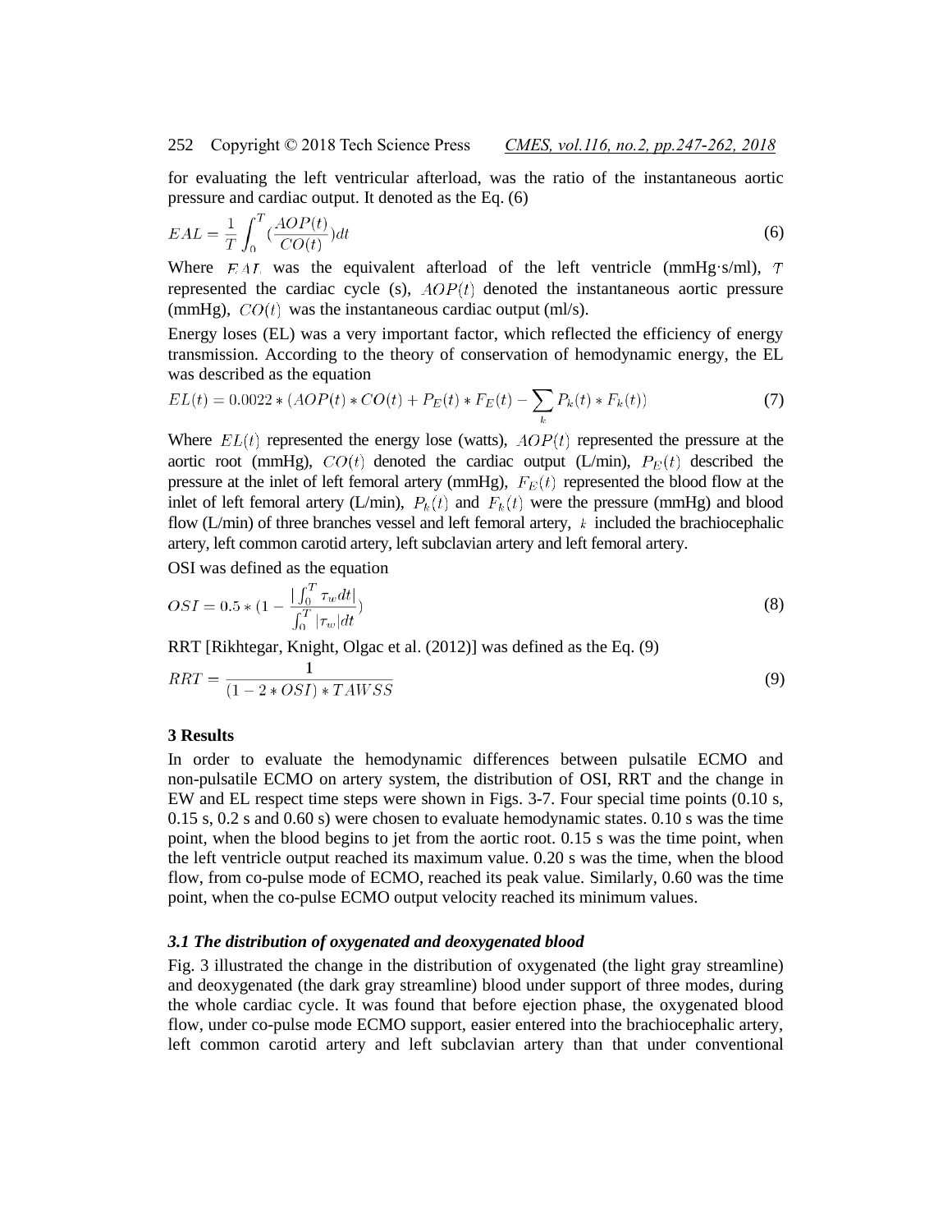for evaluating the left ventricular afterload, was the ratio of the instantaneous aortic pressure and cardiac output. It denoted as the Eq. (6)

$$EAL = \frac{1}{T}\int_0^T \left(\frac{AOP(t)}{CO(t)}\right)dt \tag{6}$$

Where $EAL$ was the equivalent afterload of the left ventricle (mmHg·s/ml), $T$ represented the cardiac cycle (s), $AOP(t)$ denoted the instantaneous aortic pressure (mmHg), $CO(t)$ was the instantaneous cardiac output (ml/s).

Energy loses (EL) was a very important factor, which reflected the efficiency of energy transmission. According to the theory of conservation of hemodynamic energy, the EL was described as the equation

$$EL(t) = 0.0022 * (AOP(t) * CO(t) + P_E(t) * F_E(t) - \sum_k P_k(t) * F_k(t)) \tag{7}$$

Where $EL(t)$ represented the energy lose (watts), $AOP(t)$ represented the pressure at the aortic root (mmHg), $CO(t)$ denoted the cardiac output (L/min), $P_E(t)$ described the pressure at the inlet of left femoral artery (mmHg), $F_E(t)$ represented the blood flow at the inlet of left femoral artery (L/min), $P_k(t)$ and $F_k(t)$ were the pressure (mmHg) and blood flow (L/min) of three branches vessel and left femoral artery, $k$ included the brachiocephalic artery, left common carotid artery, left subclavian artery and left femoral artery.

OSI was defined as the equation

$$OSI = 0.5 * \left(1 - \frac{|\int_0^T \tau_w dt|}{\int_0^T |\tau_w| dt}\right) \tag{8}$$

RRT [Rikhtegar, Knight, Olgac et al. (2012)] was defined as the Eq. (9)

$$RRT = \frac{1}{(1 - 2 * OSI) * TAWSS} \tag{9}$$

## 3 Results

In order to evaluate the hemodynamic differences between pulsatile ECMO and non-pulsatile ECMO on artery system, the distribution of OSI, RRT and the change in EW and EL respect time steps were shown in Figs. 3-7. Four special time points (0.10 s, 0.15 s, 0.2 s and 0.60 s) were chosen to evaluate hemodynamic states. 0.10 s was the time point, when the blood begins to jet from the aortic root. 0.15 s was the time point, when the left ventricle output reached its maximum value. 0.20 s was the time, when the blood flow, from co-pulse mode of ECMO, reached its peak value. Similarly, 0.60 was the time point, when the co-pulse ECMO output velocity reached its minimum values.

### *3.1 The distribution of oxygenated and deoxygenated blood*

Fig. 3 illustrated the change in the distribution of oxygenated (the light gray streamline) and deoxygenated (the dark gray streamline) blood under support of three modes, during the whole cardiac cycle. It was found that before ejection phase, the oxygenated blood flow, under co-pulse mode ECMO support, easier entered into the brachiocephalic artery, left common carotid artery and left subclavian artery than that under conventional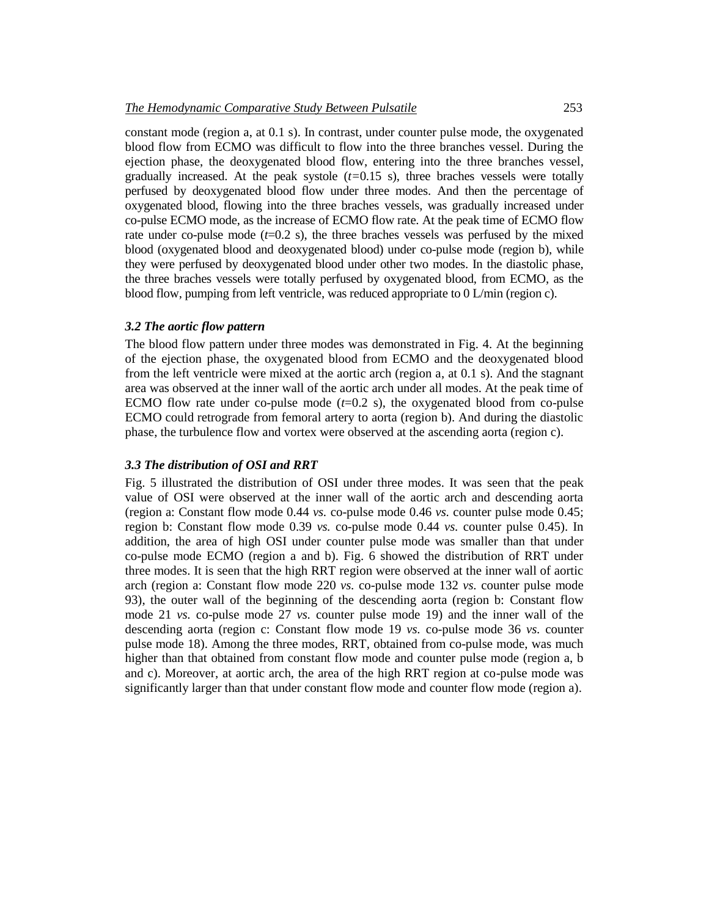constant mode (region a, at 0.1 s). In contrast, under counter pulse mode, the oxygenated blood flow from ECMO was difficult to flow into the three branches vessel. During the ejection phase, the deoxygenated blood flow, entering into the three branches vessel, gradually increased. At the peak systole ($t$=0.15 s), three braches vessels were totally perfused by deoxygenated blood flow under three modes. And then the percentage of oxygenated blood, flowing into the three braches vessels, was gradually increased under co-pulse ECMO mode, as the increase of ECMO flow rate. At the peak time of ECMO flow rate under co-pulse mode ($t$=0.2 s), the three braches vessels was perfused by the mixed blood (oxygenated blood and deoxygenated blood) under co-pulse mode (region b), while they were perfused by deoxygenated blood under other two modes. In the diastolic phase, the three braches vessels were totally perfused by oxygenated blood, from ECMO, as the blood flow, pumping from left ventricle, was reduced appropriate to 0 L/min (region c).

### *3.2 The aortic flow pattern*

The blood flow pattern under three modes was demonstrated in Fig. 4. At the beginning of the ejection phase, the oxygenated blood from ECMO and the deoxygenated blood from the left ventricle were mixed at the aortic arch (region a, at 0.1 s). And the stagnant area was observed at the inner wall of the aortic arch under all modes. At the peak time of ECMO flow rate under co-pulse mode ($t$=0.2 s), the oxygenated blood from co-pulse ECMO could retrograde from femoral artery to aorta (region b). And during the diastolic phase, the turbulence flow and vortex were observed at the ascending aorta (region c).

### *3.3 The distribution of OSI and RRT*

Fig. 5 illustrated the distribution of OSI under three modes. It was seen that the peak value of OSI were observed at the inner wall of the aortic arch and descending aorta (region a: Constant flow mode 0.44 *vs.* co-pulse mode 0.46 *vs.* counter pulse mode 0.45; region b: Constant flow mode 0.39 *vs.* co-pulse mode 0.44 *vs.* counter pulse 0.45). In addition, the area of high OSI under counter pulse mode was smaller than that under co-pulse mode ECMO (region a and b). Fig. 6 showed the distribution of RRT under three modes. It is seen that the high RRT region were observed at the inner wall of aortic arch (region a: Constant flow mode 220 *vs.* co-pulse mode 132 *vs.* counter pulse mode 93), the outer wall of the beginning of the descending aorta (region b: Constant flow mode 21 *vs.* co-pulse mode 27 *vs.* counter pulse mode 19) and the inner wall of the descending aorta (region c: Constant flow mode 19 *vs.* co-pulse mode 36 *vs.* counter pulse mode 18). Among the three modes, RRT, obtained from co-pulse mode, was much higher than that obtained from constant flow mode and counter pulse mode (region a, b and c). Moreover, at aortic arch, the area of the high RRT region at co-pulse mode was significantly larger than that under constant flow mode and counter flow mode (region a).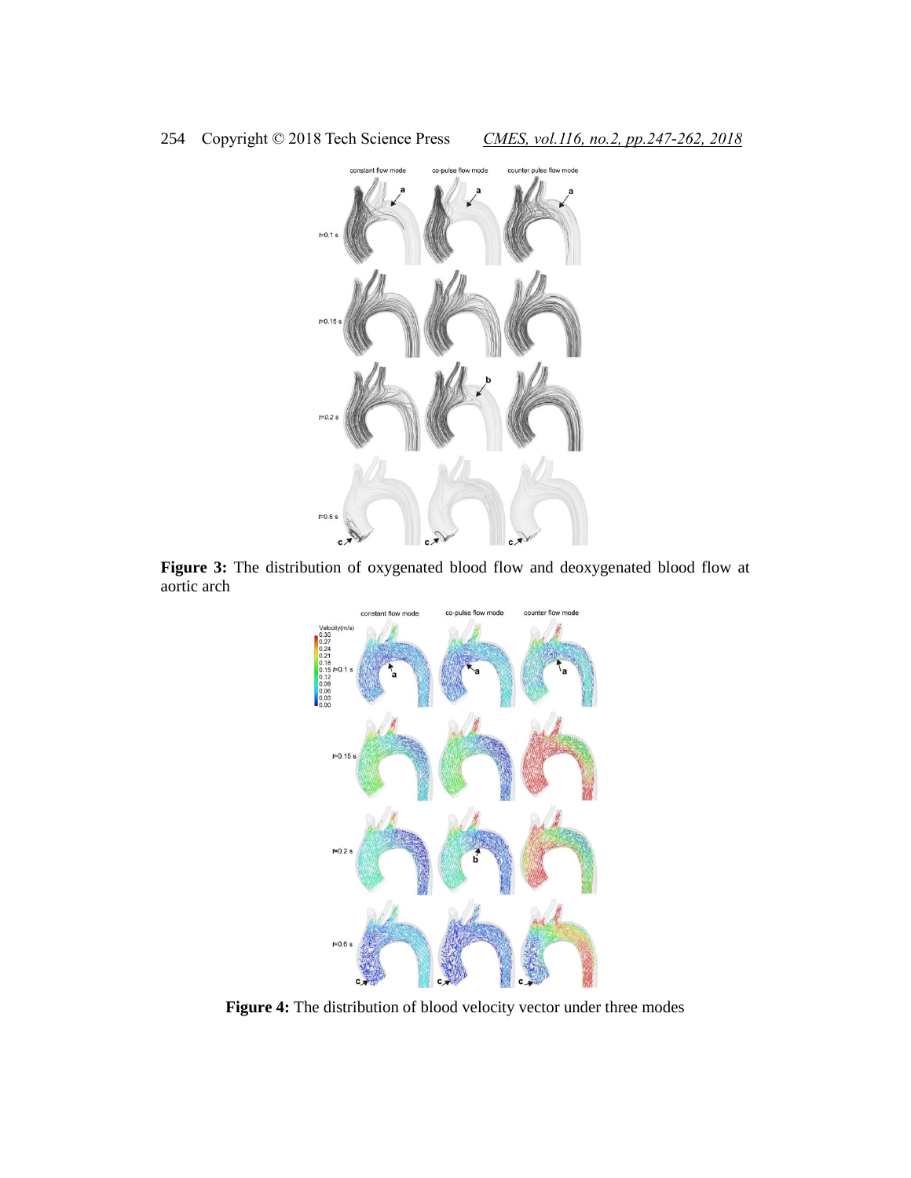**Figure 3:** The distribution of oxygenated blood flow and deoxygenated blood flow at aortic arch

**Figure 4:** The distribution of blood velocity vector under three modes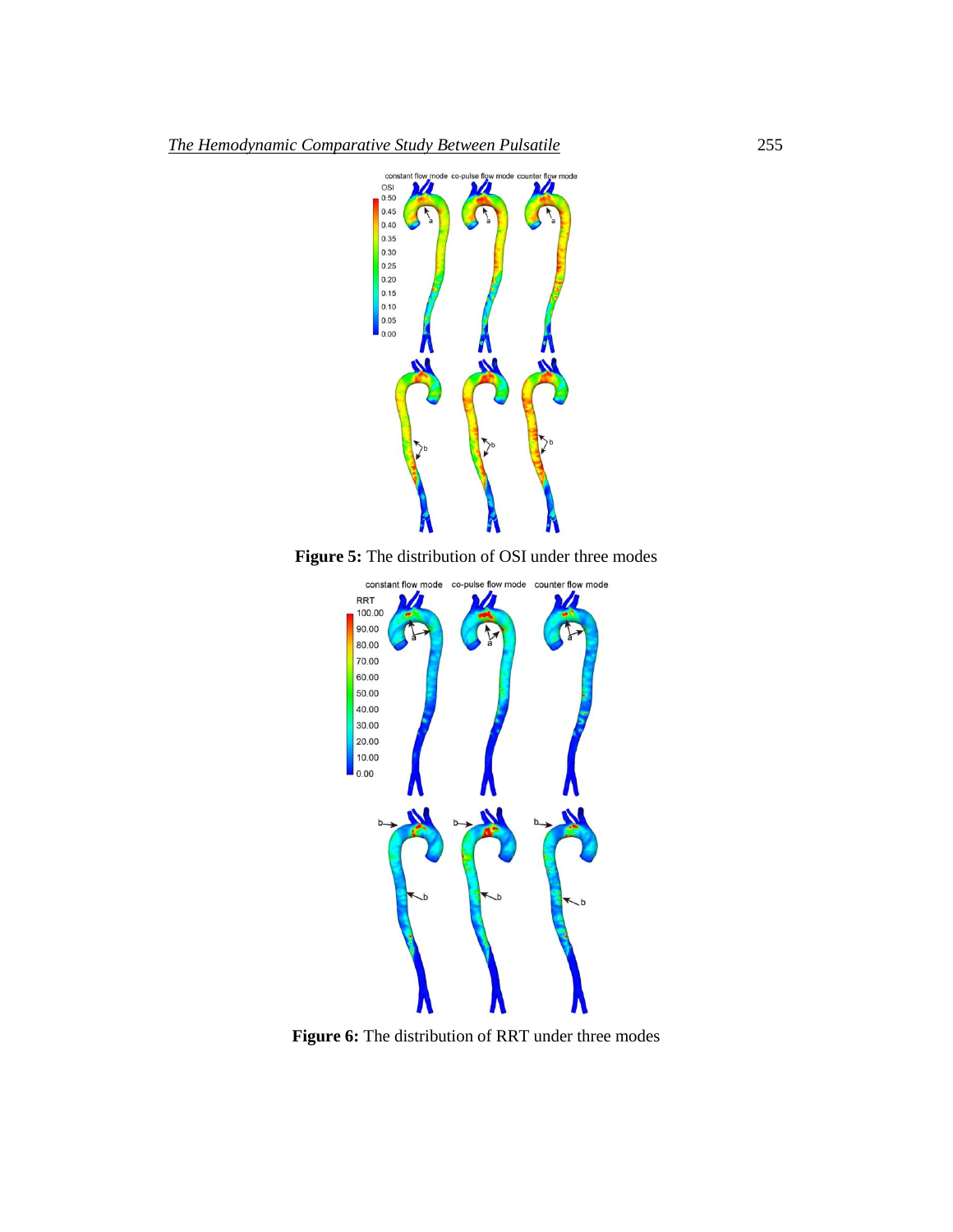**Figure 5:** The distribution of OSI under three modes

**Figure 6:** The distribution of RRT under three modes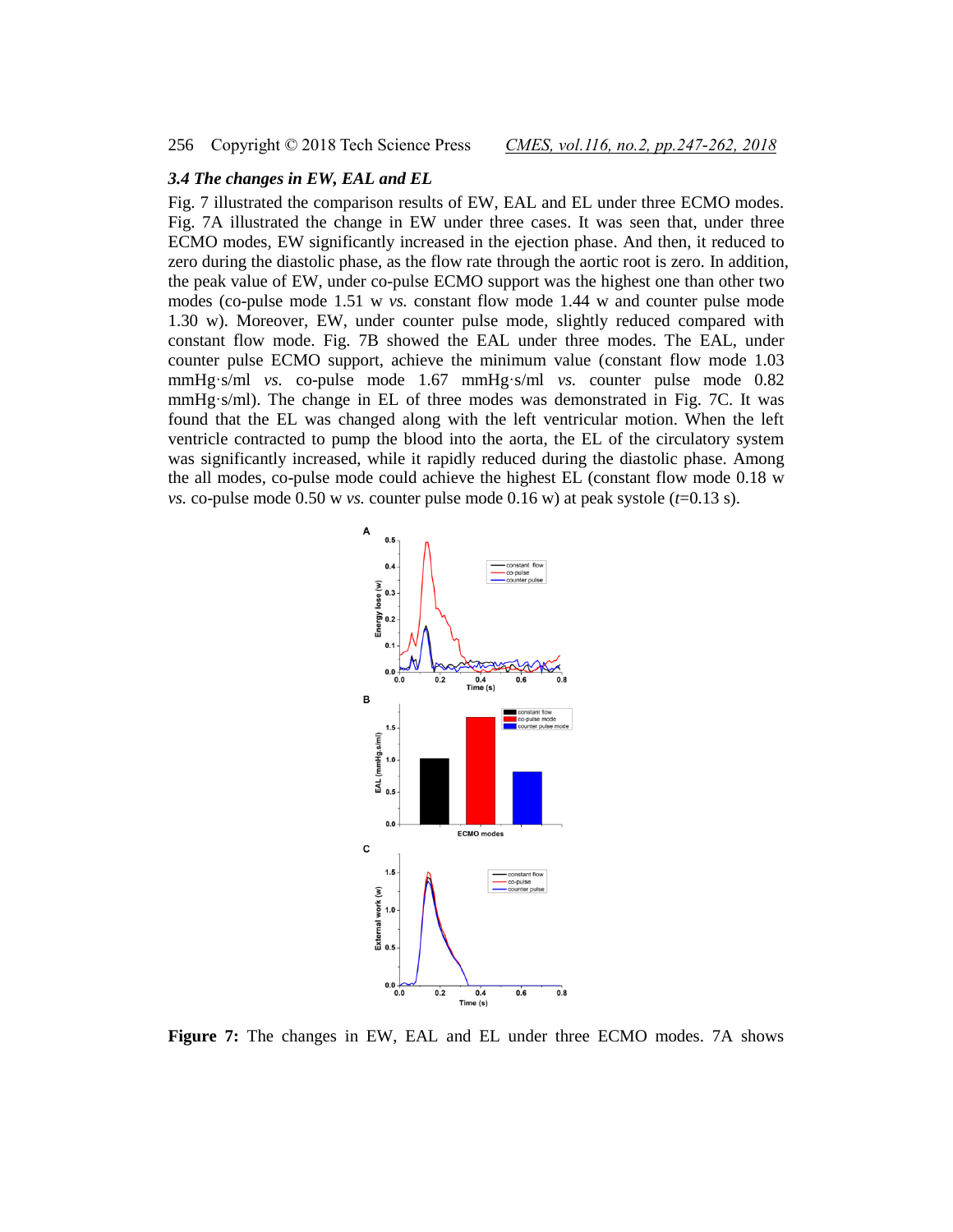### 3.4 The changes in EW, EAL and EL

Fig. 7 illustrated the comparison results of EW, EAL and EL under three ECMO modes. Fig. 7A illustrated the change in EW under three cases. It was seen that, under three ECMO modes, EW significantly increased in the ejection phase. And then, it reduced to zero during the diastolic phase, as the flow rate through the aortic root is zero. In addition, the peak value of EW, under co-pulse ECMO support was the highest one than other two modes (co-pulse mode 1.51 w *vs.* constant flow mode 1.44 w and counter pulse mode 1.30 w). Moreover, EW, under counter pulse mode, slightly reduced compared with constant flow mode. Fig. 7B showed the EAL under three modes. The EAL, under counter pulse ECMO support, achieve the minimum value (constant flow mode 1.03 mmHg·s/ml *vs.* co-pulse mode 1.67 mmHg·s/ml *vs.* counter pulse mode 0.82 mmHg·s/ml). The change in EL of three modes was demonstrated in Fig. 7C. It was found that the EL was changed along with the left ventricular motion. When the left ventricle contracted to pump the blood into the aorta, the EL of the circulatory system was significantly increased, while it rapidly reduced during the diastolic phase. Among the all modes, co-pulse mode could achieve the highest EL (constant flow mode 0.18 w *vs.* co-pulse mode 0.50 w *vs.* counter pulse mode 0.16 w) at peak systole ($t$=0.13 s).

**Figure 7:** The changes in EW, EAL and EL under three ECMO modes. 7A shows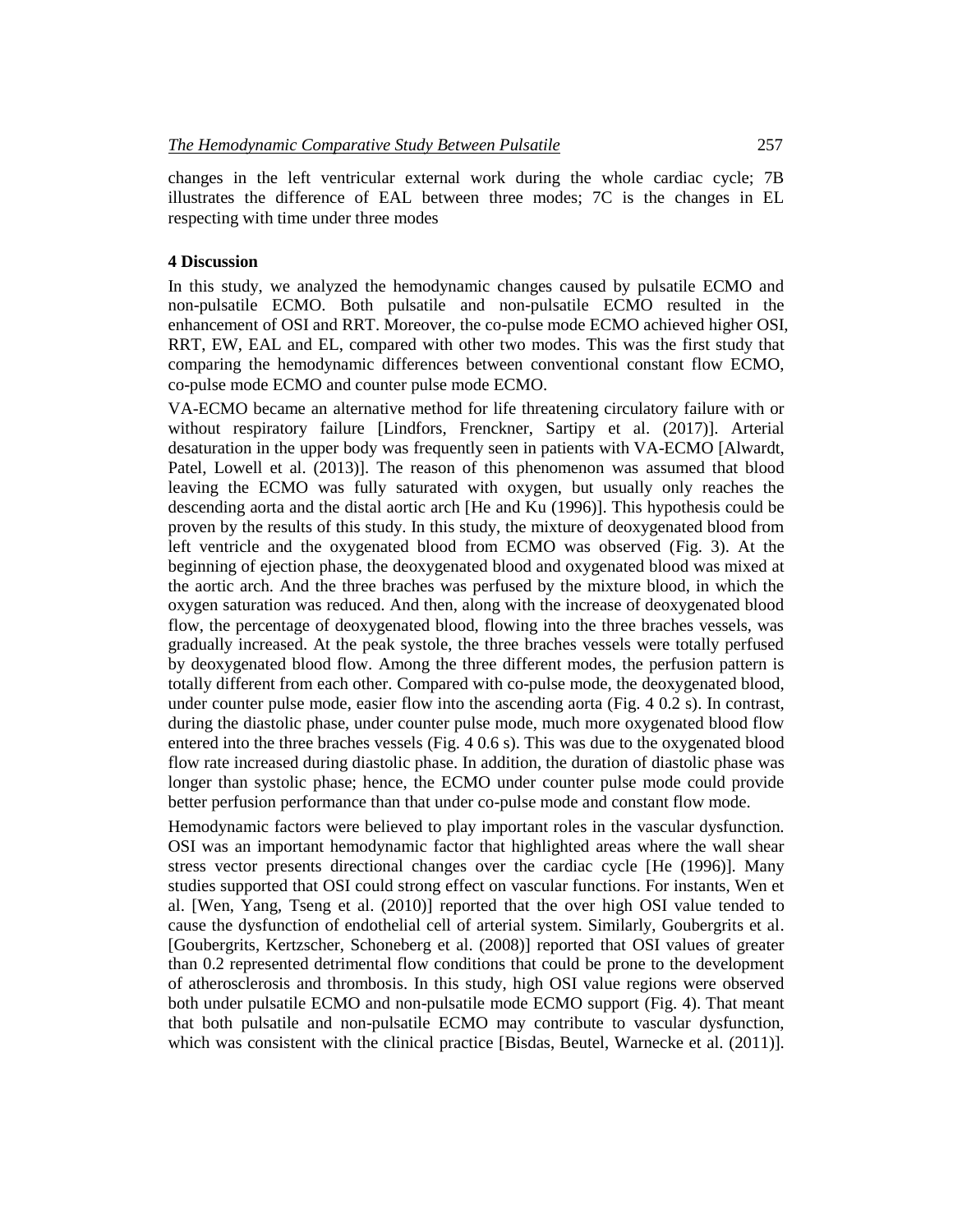changes in the left ventricular external work during the whole cardiac cycle; 7B illustrates the difference of EAL between three modes; 7C is the changes in EL respecting with time under three modes

## 4 Discussion

In this study, we analyzed the hemodynamic changes caused by pulsatile ECMO and non-pulsatile ECMO. Both pulsatile and non-pulsatile ECMO resulted in the enhancement of OSI and RRT. Moreover, the co-pulse mode ECMO achieved higher OSI, RRT, EW, EAL and EL, compared with other two modes. This was the first study that comparing the hemodynamic differences between conventional constant flow ECMO, co-pulse mode ECMO and counter pulse mode ECMO.

VA-ECMO became an alternative method for life threatening circulatory failure with or without respiratory failure [Lindfors, Frenckner, Sartipy et al. (2017)]. Arterial desaturation in the upper body was frequently seen in patients with VA-ECMO [Alwardt, Patel, Lowell et al. (2013)]. The reason of this phenomenon was assumed that blood leaving the ECMO was fully saturated with oxygen, but usually only reaches the descending aorta and the distal aortic arch [He and Ku (1996)]. This hypothesis could be proven by the results of this study. In this study, the mixture of deoxygenated blood from left ventricle and the oxygenated blood from ECMO was observed (Fig. 3). At the beginning of ejection phase, the deoxygenated blood and oxygenated blood was mixed at the aortic arch. And the three braches was perfused by the mixture blood, in which the oxygen saturation was reduced. And then, along with the increase of deoxygenated blood flow, the percentage of deoxygenated blood, flowing into the three braches vessels, was gradually increased. At the peak systole, the three braches vessels were totally perfused by deoxygenated blood flow. Among the three different modes, the perfusion pattern is totally different from each other. Compared with co-pulse mode, the deoxygenated blood, under counter pulse mode, easier flow into the ascending aorta (Fig. 4 0.2 s). In contrast, during the diastolic phase, under counter pulse mode, much more oxygenated blood flow entered into the three braches vessels (Fig. 4 0.6 s). This was due to the oxygenated blood flow rate increased during diastolic phase. In addition, the duration of diastolic phase was longer than systolic phase; hence, the ECMO under counter pulse mode could provide better perfusion performance than that under co-pulse mode and constant flow mode.

Hemodynamic factors were believed to play important roles in the vascular dysfunction. OSI was an important hemodynamic factor that highlighted areas where the wall shear stress vector presents directional changes over the cardiac cycle [He (1996)]. Many studies supported that OSI could strong effect on vascular functions. For instants, Wen et al. [Wen, Yang, Tseng et al. (2010)] reported that the over high OSI value tended to cause the dysfunction of endothelial cell of arterial system. Similarly, Goubergrits et al. [Goubergrits, Kertzscher, Schoneberg et al. (2008)] reported that OSI values of greater than 0.2 represented detrimental flow conditions that could be prone to the development of atherosclerosis and thrombosis. In this study, high OSI value regions were observed both under pulsatile ECMO and non-pulsatile mode ECMO support (Fig. 4). That meant that both pulsatile and non-pulsatile ECMO may contribute to vascular dysfunction, which was consistent with the clinical practice [Bisdas, Beutel, Warnecke et al. (2011)].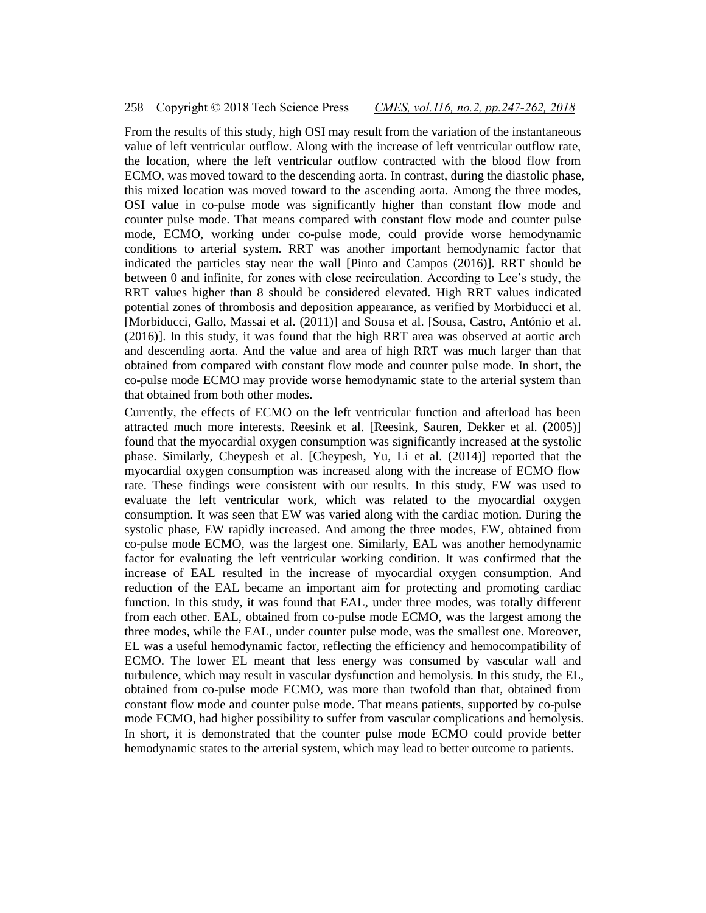From the results of this study, high OSI may result from the variation of the instantaneous value of left ventricular outflow. Along with the increase of left ventricular outflow rate, the location, where the left ventricular outflow contracted with the blood flow from ECMO, was moved toward to the descending aorta. In contrast, during the diastolic phase, this mixed location was moved toward to the ascending aorta. Among the three modes, OSI value in co-pulse mode was significantly higher than constant flow mode and counter pulse mode. That means compared with constant flow mode and counter pulse mode, ECMO, working under co-pulse mode, could provide worse hemodynamic conditions to arterial system. RRT was another important hemodynamic factor that indicated the particles stay near the wall [Pinto and Campos (2016)]. RRT should be between 0 and infinite, for zones with close recirculation. According to Lee's study, the RRT values higher than 8 should be considered elevated. High RRT values indicated potential zones of thrombosis and deposition appearance, as verified by Morbiducci et al. [Morbiducci, Gallo, Massai et al. (2011)] and Sousa et al. [Sousa, Castro, António et al. (2016)]. In this study, it was found that the high RRT area was observed at aortic arch and descending aorta. And the value and area of high RRT was much larger than that obtained from compared with constant flow mode and counter pulse mode. In short, the co-pulse mode ECMO may provide worse hemodynamic state to the arterial system than that obtained from both other modes.

Currently, the effects of ECMO on the left ventricular function and afterload has been attracted much more interests. Reesink et al. [Reesink, Sauren, Dekker et al. (2005)] found that the myocardial oxygen consumption was significantly increased at the systolic phase. Similarly, Cheypesh et al. [Cheypesh, Yu, Li et al. (2014)] reported that the myocardial oxygen consumption was increased along with the increase of ECMO flow rate. These findings were consistent with our results. In this study, EW was used to evaluate the left ventricular work, which was related to the myocardial oxygen consumption. It was seen that EW was varied along with the cardiac motion. During the systolic phase, EW rapidly increased. And among the three modes, EW, obtained from co-pulse mode ECMO, was the largest one. Similarly, EAL was another hemodynamic factor for evaluating the left ventricular working condition. It was confirmed that the increase of EAL resulted in the increase of myocardial oxygen consumption. And reduction of the EAL became an important aim for protecting and promoting cardiac function. In this study, it was found that EAL, under three modes, was totally different from each other. EAL, obtained from co-pulse mode ECMO, was the largest among the three modes, while the EAL, under counter pulse mode, was the smallest one. Moreover, EL was a useful hemodynamic factor, reflecting the efficiency and hemocompatibility of ECMO. The lower EL meant that less energy was consumed by vascular wall and turbulence, which may result in vascular dysfunction and hemolysis. In this study, the EL, obtained from co-pulse mode ECMO, was more than twofold than that, obtained from constant flow mode and counter pulse mode. That means patients, supported by co-pulse mode ECMO, had higher possibility to suffer from vascular complications and hemolysis. In short, it is demonstrated that the counter pulse mode ECMO could provide better hemodynamic states to the arterial system, which may lead to better outcome to patients.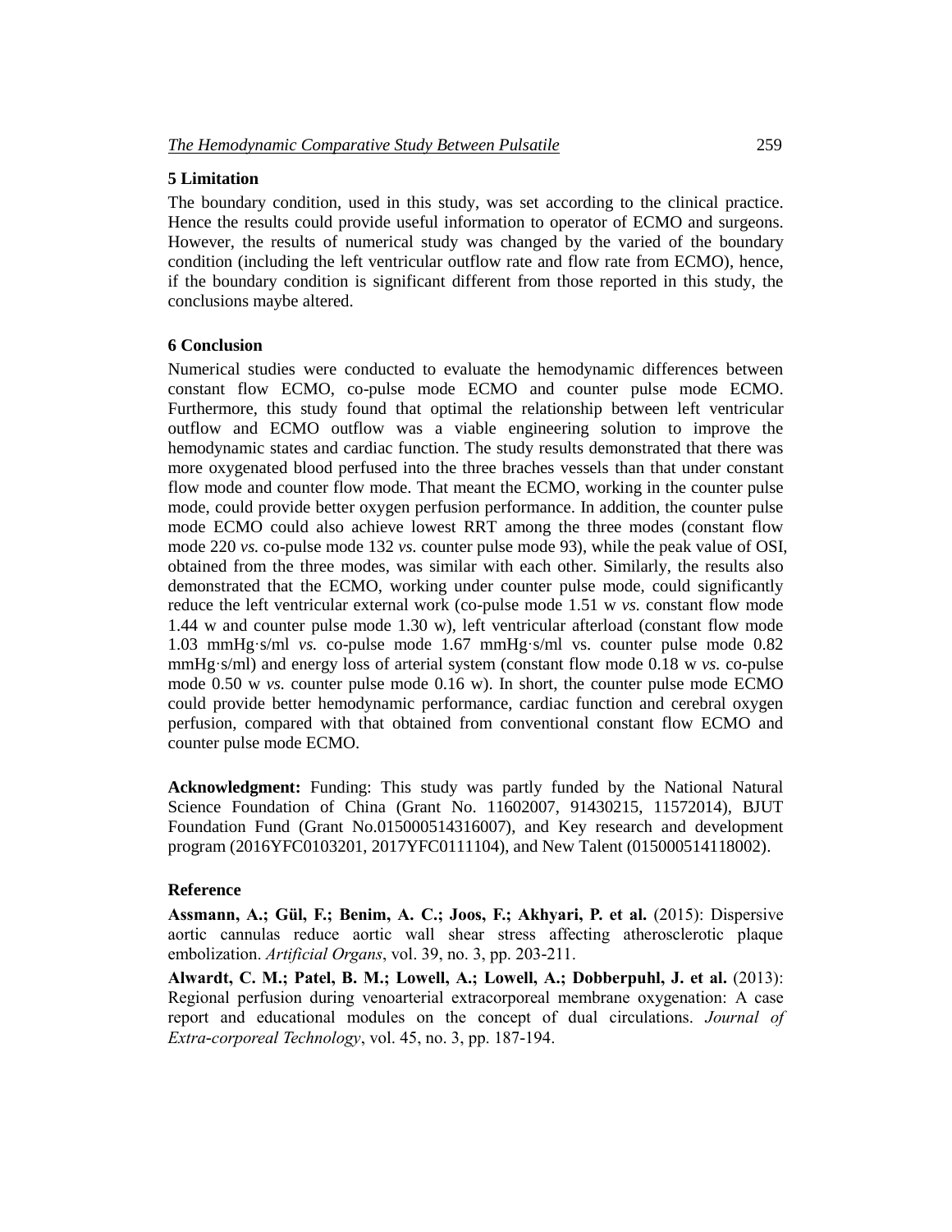## 5 Limitation

The boundary condition, used in this study, was set according to the clinical practice. Hence the results could provide useful information to operator of ECMO and surgeons. However, the results of numerical study was changed by the varied of the boundary condition (including the left ventricular outflow rate and flow rate from ECMO), hence, if the boundary condition is significant different from those reported in this study, the conclusions maybe altered.

## 6 Conclusion

Numerical studies were conducted to evaluate the hemodynamic differences between constant flow ECMO, co-pulse mode ECMO and counter pulse mode ECMO. Furthermore, this study found that optimal the relationship between left ventricular outflow and ECMO outflow was a viable engineering solution to improve the hemodynamic states and cardiac function. The study results demonstrated that there was more oxygenated blood perfused into the three braches vessels than that under constant flow mode and counter flow mode. That meant the ECMO, working in the counter pulse mode, could provide better oxygen perfusion performance. In addition, the counter pulse mode ECMO could also achieve lowest RRT among the three modes (constant flow mode 220 *vs.* co-pulse mode 132 *vs.* counter pulse mode 93), while the peak value of OSI, obtained from the three modes, was similar with each other. Similarly, the results also demonstrated that the ECMO, working under counter pulse mode, could significantly reduce the left ventricular external work (co-pulse mode 1.51 w *vs.* constant flow mode 1.44 w and counter pulse mode 1.30 w), left ventricular afterload (constant flow mode 1.03 mmHg·s/ml *vs.* co-pulse mode 1.67 mmHg·s/ml vs. counter pulse mode 0.82 mmHg·s/ml) and energy loss of arterial system (constant flow mode 0.18 w *vs.* co-pulse mode 0.50 w *vs.* counter pulse mode 0.16 w). In short, the counter pulse mode ECMO could provide better hemodynamic performance, cardiac function and cerebral oxygen perfusion, compared with that obtained from conventional constant flow ECMO and counter pulse mode ECMO.

**Acknowledgment:** Funding: This study was partly funded by the National Natural Science Foundation of China (Grant No. 11602007, 91430215, 11572014), BJUT Foundation Fund (Grant No.015000514316007), and Key research and development program (2016YFC0103201, 2017YFC0111104), and New Talent (015000514118002).

## Reference

**Assmann, A.; Gül, F.; Benim, A. C.; Joos, F.; Akhyari, P. et al.** (2015): Dispersive aortic cannulas reduce aortic wall shear stress affecting atherosclerotic plaque embolization. *Artificial Organs*, vol. 39, no. 3, pp. 203-211.

**Alwardt, C. M.; Patel, B. M.; Lowell, A.; Lowell, A.; Dobberpuhl, J. et al.** (2013): Regional perfusion during venoarterial extracorporeal membrane oxygenation: A case report and educational modules on the concept of dual circulations. *Journal of Extra-corporeal Technology*, vol. 45, no. 3, pp. 187-194.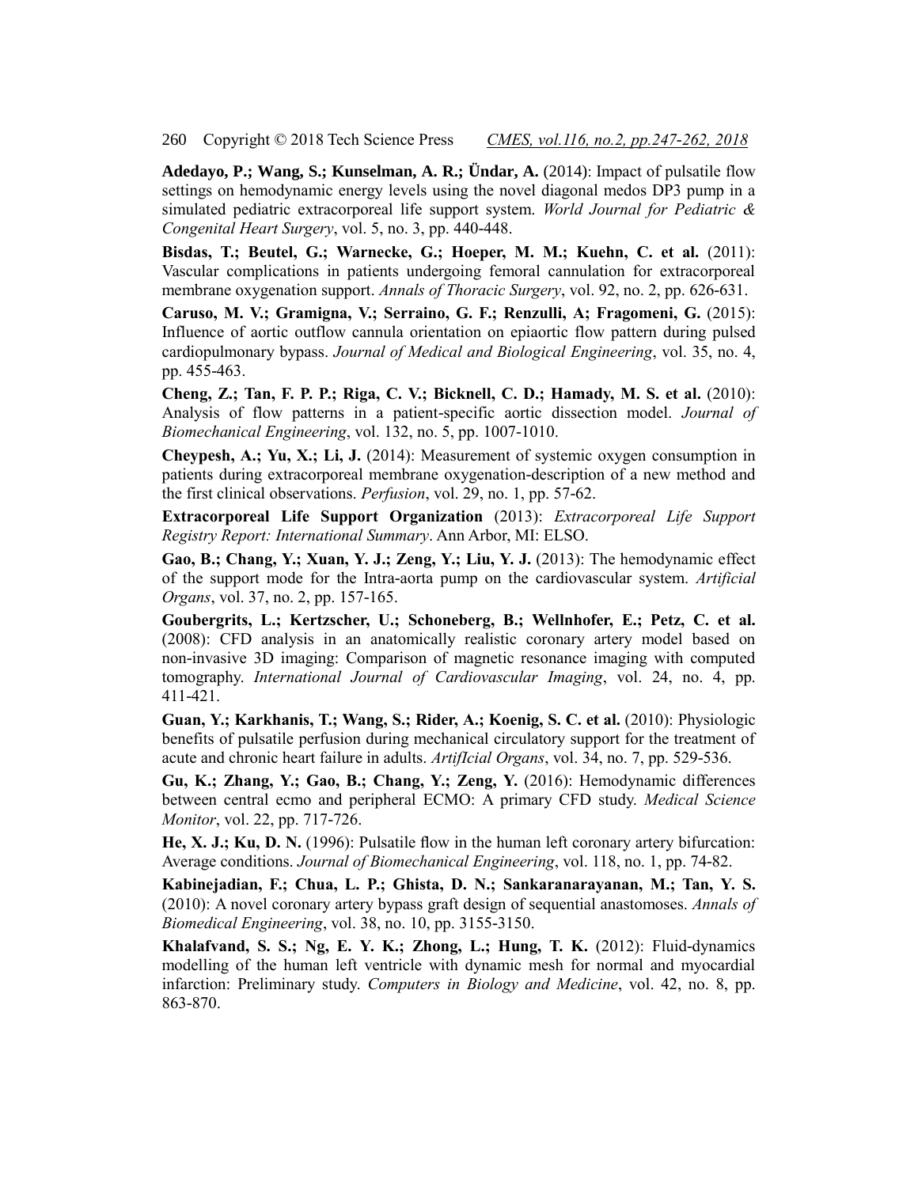**Adedayo, P.; Wang, S.; Kunselman, A. R.; Ündar, A.** (2014): Impact of pulsatile flow settings on hemodynamic energy levels using the novel diagonal medos DP3 pump in a simulated pediatric extracorporeal life support system. *World Journal for Pediatric & Congenital Heart Surgery*, vol. 5, no. 3, pp. 440-448.

**Bisdas, T.; Beutel, G.; Warnecke, G.; Hoeper, M. M.; Kuehn, C. et al.** (2011): Vascular complications in patients undergoing femoral cannulation for extracorporeal membrane oxygenation support. *Annals of Thoracic Surgery*, vol. 92, no. 2, pp. 626-631.

**Caruso, M. V.; Gramigna, V.; Serraino, G. F.; Renzulli, A; Fragomeni, G.** (2015): Influence of aortic outflow cannula orientation on epiaortic flow pattern during pulsed cardiopulmonary bypass. *Journal of Medical and Biological Engineering*, vol. 35, no. 4, pp. 455-463.

**Cheng, Z.; Tan, F. P. P.; Riga, C. V.; Bicknell, C. D.; Hamady, M. S. et al.** (2010): Analysis of flow patterns in a patient-specific aortic dissection model. *Journal of Biomechanical Engineering*, vol. 132, no. 5, pp. 1007-1010.

**Cheypesh, A.; Yu, X.; Li, J.** (2014): Measurement of systemic oxygen consumption in patients during extracorporeal membrane oxygenation-description of a new method and the first clinical observations. *Perfusion*, vol. 29, no. 1, pp. 57-62.

**Extracorporeal Life Support Organization** (2013): *Extracorporeal Life Support Registry Report: International Summary*. Ann Arbor, MI: ELSO.

**Gao, B.; Chang, Y.; Xuan, Y. J.; Zeng, Y.; Liu, Y. J.** (2013): The hemodynamic effect of the support mode for the Intra-aorta pump on the cardiovascular system. *Artificial Organs*, vol. 37, no. 2, pp. 157-165.

**Goubergrits, L.; Kertzscher, U.; Schoneberg, B.; Wellnhofer, E.; Petz, C. et al.** (2008): CFD analysis in an anatomically realistic coronary artery model based on non-invasive 3D imaging: Comparison of magnetic resonance imaging with computed tomography. *International Journal of Cardiovascular Imaging*, vol. 24, no. 4, pp. 411-421.

**Guan, Y.; Karkhanis, T.; Wang, S.; Rider, A.; Koenig, S. C. et al.** (2010): Physiologic benefits of pulsatile perfusion during mechanical circulatory support for the treatment of acute and chronic heart failure in adults. *ArtifIcial Organs*, vol. 34, no. 7, pp. 529-536.

**Gu, K.; Zhang, Y.; Gao, B.; Chang, Y.; Zeng, Y.** (2016): Hemodynamic differences between central ecmo and peripheral ECMO: A primary CFD study. *Medical Science Monitor*, vol. 22, pp. 717-726.

**He, X. J.; Ku, D. N.** (1996): Pulsatile flow in the human left coronary artery bifurcation: Average conditions. *Journal of Biomechanical Engineering*, vol. 118, no. 1, pp. 74-82.

**Kabinejadian, F.; Chua, L. P.; Ghista, D. N.; Sankaranarayanan, M.; Tan, Y. S.** (2010): A novel coronary artery bypass graft design of sequential anastomoses. *Annals of Biomedical Engineering*, vol. 38, no. 10, pp. 3155-3150.

**Khalafvand, S. S.; Ng, E. Y. K.; Zhong, L.; Hung, T. K.** (2012): Fluid-dynamics modelling of the human left ventricle with dynamic mesh for normal and myocardial infarction: Preliminary study. *Computers in Biology and Medicine*, vol. 42, no. 8, pp. 863-870.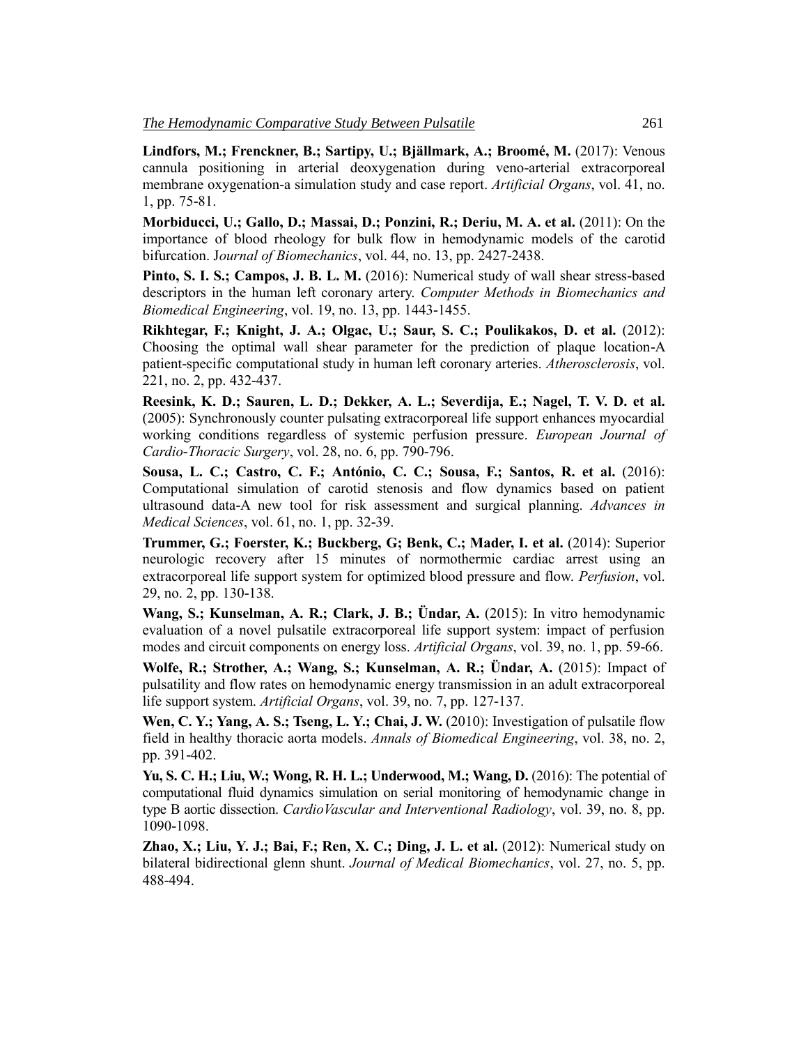**Lindfors, M.; Frenckner, B.; Sartipy, U.; Bjällmark, A.; Broomé, M.** (2017): Venous cannula positioning in arterial deoxygenation during veno-arterial extracorporeal membrane oxygenation-a simulation study and case report. *Artificial Organs*, vol. 41, no. 1, pp. 75-81.

**Morbiducci, U.; Gallo, D.; Massai, D.; Ponzini, R.; Deriu, M. A. et al.** (2011): On the importance of blood rheology for bulk flow in hemodynamic models of the carotid bifurcation. J*ournal of Biomechanics*, vol. 44, no. 13, pp. 2427-2438.

**Pinto, S. I. S.; Campos, J. B. L. M.** (2016): Numerical study of wall shear stress-based descriptors in the human left coronary artery. *Computer Methods in Biomechanics and Biomedical Engineering*, vol. 19, no. 13, pp. 1443-1455.

**Rikhtegar, F.; Knight, J. A.; Olgac, U.; Saur, S. C.; Poulikakos, D. et al.** (2012): Choosing the optimal wall shear parameter for the prediction of plaque location-A patient-specific computational study in human left coronary arteries. *Atherosclerosis*, vol. 221, no. 2, pp. 432-437.

**Reesink, K. D.; Sauren, L. D.; Dekker, A. L.; Severdija, E.; Nagel, T. V. D. et al.** (2005): Synchronously counter pulsating extracorporeal life support enhances myocardial working conditions regardless of systemic perfusion pressure. *European Journal of Cardio-Thoracic Surgery*, vol. 28, no. 6, pp. 790-796.

**Sousa, L. C.; Castro, C. F.; António, C. C.; Sousa, F.; Santos, R. et al.** (2016): Computational simulation of carotid stenosis and flow dynamics based on patient ultrasound data-A new tool for risk assessment and surgical planning. *Advances in Medical Sciences*, vol. 61, no. 1, pp. 32-39.

**Trummer, G.; Foerster, K.; Buckberg, G; Benk, C.; Mader, I. et al.** (2014): Superior neurologic recovery after 15 minutes of normothermic cardiac arrest using an extracorporeal life support system for optimized blood pressure and flow. *Perfusion*, vol. 29, no. 2, pp. 130-138.

**Wang, S.; Kunselman, A. R.; Clark, J. B.; Ündar, A.** (2015): In vitro hemodynamic evaluation of a novel pulsatile extracorporeal life support system: impact of perfusion modes and circuit components on energy loss. *Artificial Organs*, vol. 39, no. 1, pp. 59-66.

**Wolfe, R.; Strother, A.; Wang, S.; Kunselman, A. R.; Ündar, A.** (2015): Impact of pulsatility and flow rates on hemodynamic energy transmission in an adult extracorporeal life support system. *Artificial Organs*, vol. 39, no. 7, pp. 127-137.

**Wen, C. Y.; Yang, A. S.; Tseng, L. Y.; Chai, J. W.** (2010): Investigation of pulsatile flow field in healthy thoracic aorta models. *Annals of Biomedical Engineering*, vol. 38, no. 2, pp. 391-402.

**Yu, S. C. H.; Liu, W.; Wong, R. H. L.; Underwood, M.; Wang, D.** (2016): The potential of computational fluid dynamics simulation on serial monitoring of hemodynamic change in type B aortic dissection. *CardioVascular and Interventional Radiology*, vol. 39, no. 8, pp. 1090-1098.

**Zhao, X.; Liu, Y. J.; Bai, F.; Ren, X. C.; Ding, J. L. et al.** (2012): Numerical study on bilateral bidirectional glenn shunt. *Journal of Medical Biomechanics*, vol. 27, no. 5, pp. 488-494.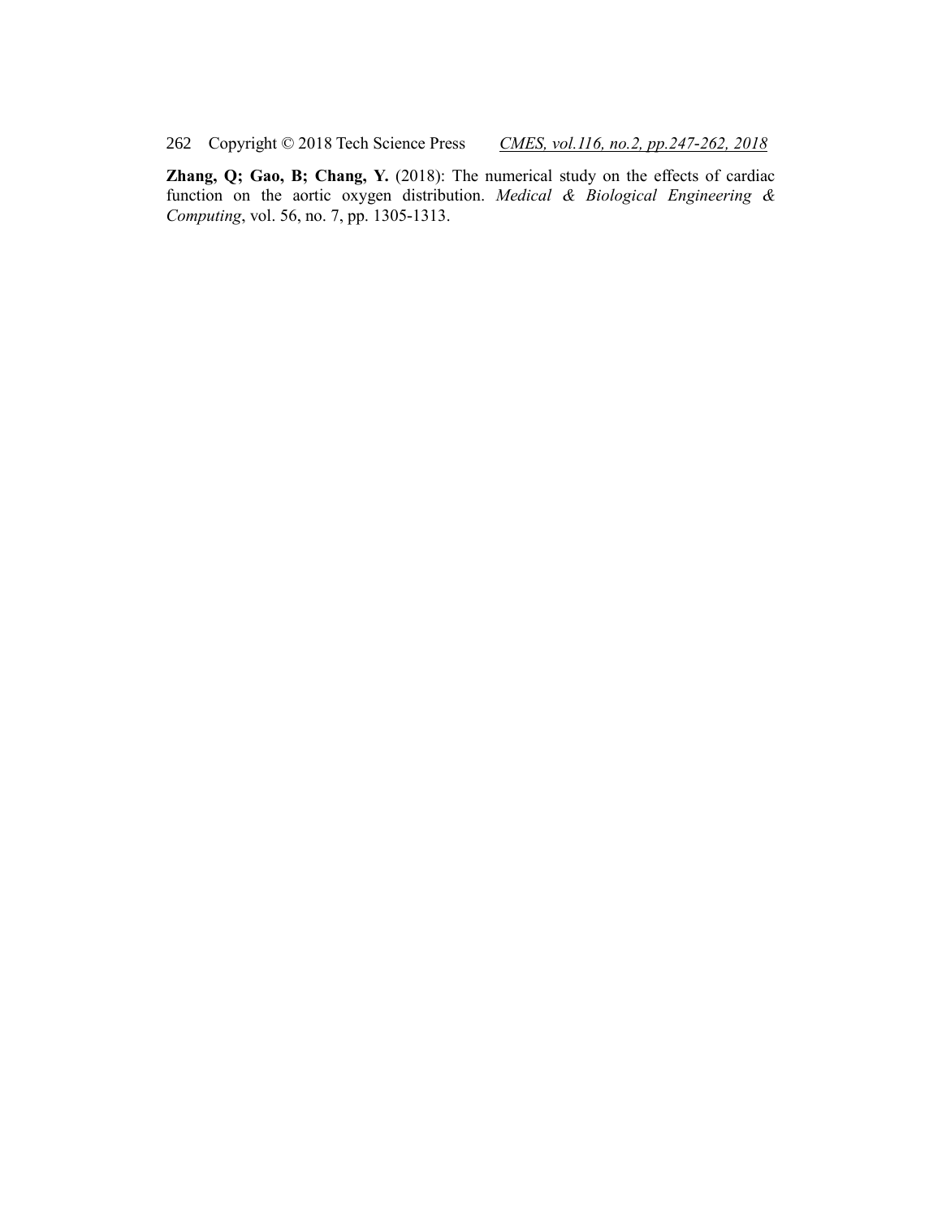**Zhang, Q; Gao, B; Chang, Y.** (2018): The numerical study on the effects of cardiac function on the aortic oxygen distribution. *Medical & Biological Engineering & Computing*, vol. 56, no. 7, pp. 1305-1313.